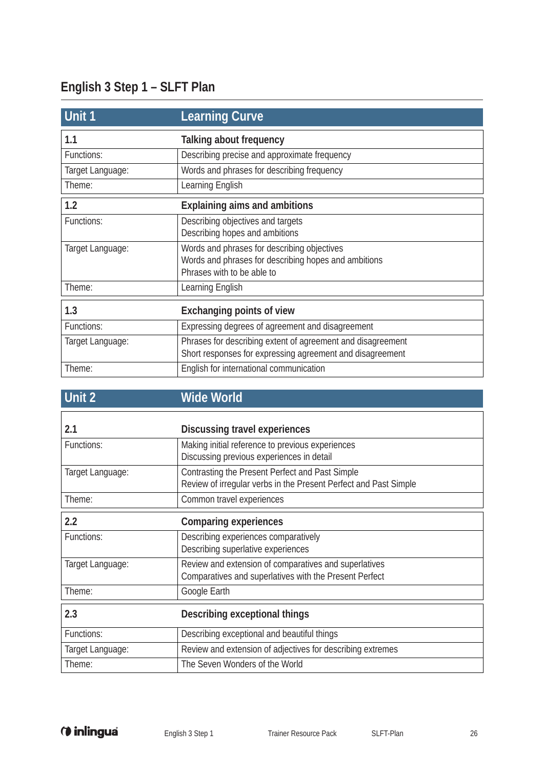# English 3 Step 1 – SLFT Plan

| Unit 1 | Learning Curve |
|---|---|
| **1.1** | **Talking about frequency** |
| Functions: | Describing precise and approximate frequency |
| Target Language: | Words and phrases for describing frequency |
| Theme: | Learning English |
| **1.2** | **Explaining aims and ambitions** |
| Functions: | Describing objectives and targets<br>Describing hopes and ambitions |
| Target Language: | Words and phrases for describing objectives<br>Words and phrases for describing hopes and ambitions<br>Phrases with to be able to |
| Theme: | Learning English |
| **1.3** | **Exchanging points of view** |
| Functions: | Expressing degrees of agreement and disagreement |
| Target Language: | Phrases for describing extent of agreement and disagreement<br>Short responses for expressing agreement and disagreement |
| Theme: | English for international communication |

| Unit 2 | Wide World |
|---|---|
| **2.1** | **Discussing travel experiences** |
| Functions: | Making initial reference to previous experiences<br>Discussing previous experiences in detail |
| Target Language: | Contrasting the Present Perfect and Past Simple<br>Review of irregular verbs in the Present Perfect and Past Simple |
| Theme: | Common travel experiences |
| **2.2** | **Comparing experiences** |
| Functions: | Describing experiences comparatively<br>Describing superlative experiences |
| Target Language: | Review and extension of comparatives and superlatives<br>Comparatives and superlatives with the Present Perfect |
| Theme: | Google Earth |
| **2.3** | **Describing exceptional things** |
| Functions: | Describing exceptional and beautiful things |
| Target Language: | Review and extension of adjectives for describing extremes |
| Theme: | The Seven Wonders of the World |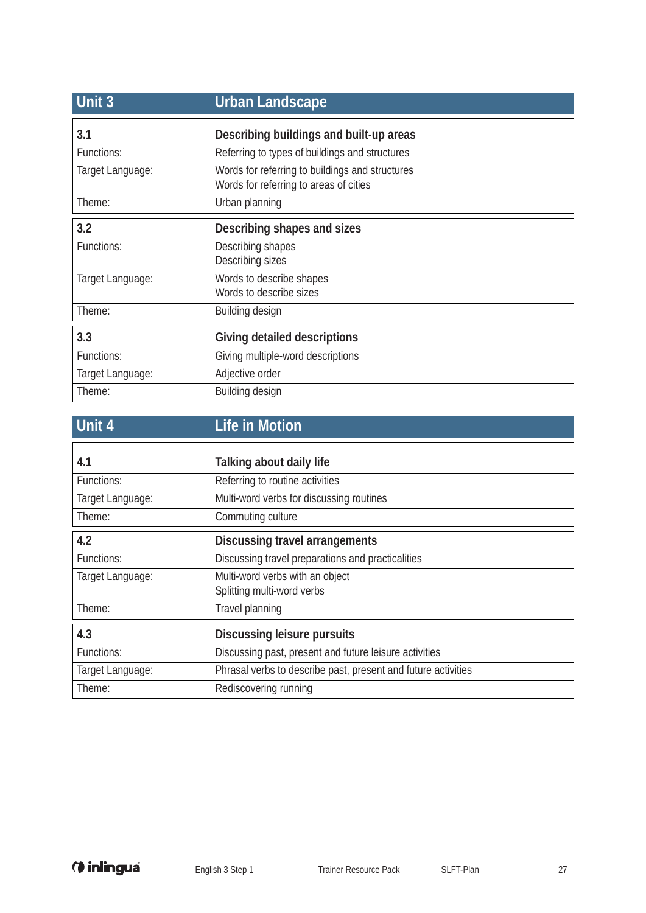## Unit 3 — Urban Landscape

| 3.1 | Describing buildings and built-up areas |
|---|---|
| Functions: | Referring to types of buildings and structures |
| Target Language: | Words for referring to buildings and structures<br>Words for referring to areas of cities |
| Theme: | Urban planning |

| 3.2 | Describing shapes and sizes |
|---|---|
| Functions: | Describing shapes<br>Describing sizes |
| Target Language: | Words to describe shapes<br>Words to describe sizes |
| Theme: | Building design |

| 3.3 | Giving detailed descriptions |
|---|---|
| Functions: | Giving multiple-word descriptions |
| Target Language: | Adjective order |
| Theme: | Building design |

## Unit 4 — Life in Motion

| 4.1 | Talking about daily life |
|---|---|
| Functions: | Referring to routine activities |
| Target Language: | Multi-word verbs for discussing routines |
| Theme: | Commuting culture |

| 4.2 | Discussing travel arrangements |
|---|---|
| Functions: | Discussing travel preparations and practicalities |
| Target Language: | Multi-word verbs with an object<br>Splitting multi-word verbs |
| Theme: | Travel planning |

| 4.3 | Discussing leisure pursuits |
|---|---|
| Functions: | Discussing past, present and future leisure activities |
| Target Language: | Phrasal verbs to describe past, present and future activities |
| Theme: | Rediscovering running |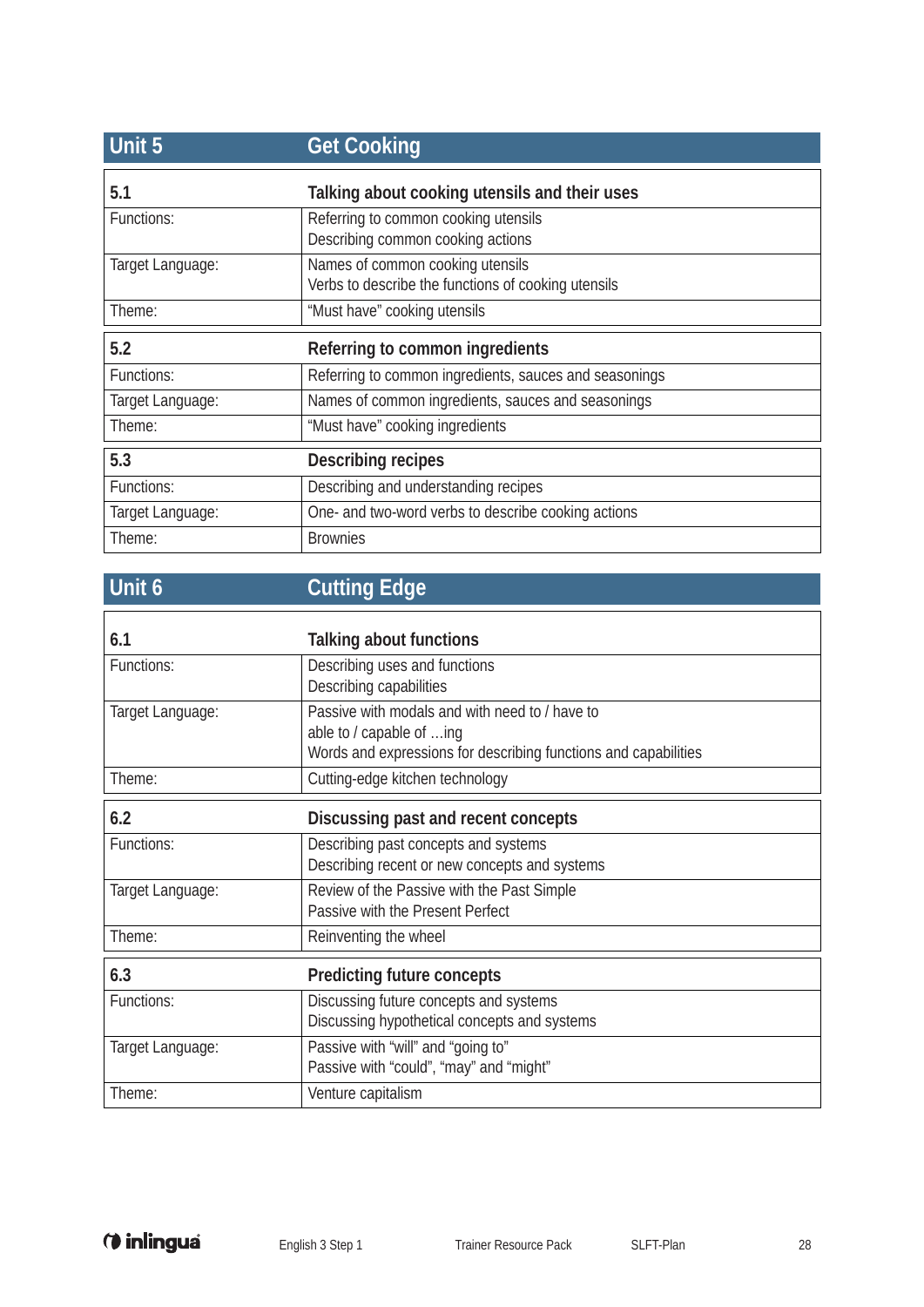## Unit 5 — Get Cooking

| 5.1 | Talking about cooking utensils and their uses |
|---|---|
| Functions: | Referring to common cooking utensils<br>Describing common cooking actions |
| Target Language: | Names of common cooking utensils<br>Verbs to describe the functions of cooking utensils |
| Theme: | "Must have" cooking utensils |

| 5.2 | Referring to common ingredients |
|---|---|
| Functions: | Referring to common ingredients, sauces and seasonings |
| Target Language: | Names of common ingredients, sauces and seasonings |
| Theme: | "Must have" cooking ingredients |

| 5.3 | Describing recipes |
|---|---|
| Functions: | Describing and understanding recipes |
| Target Language: | One- and two-word verbs to describe cooking actions |
| Theme: | Brownies |

## Unit 6 — Cutting Edge

| 6.1 | Talking about functions |
|---|---|
| Functions: | Describing uses and functions<br>Describing capabilities |
| Target Language: | Passive with modals and with need to / have to<br>able to / capable of …ing<br>Words and expressions for describing functions and capabilities |
| Theme: | Cutting-edge kitchen technology |

| 6.2 | Discussing past and recent concepts |
|---|---|
| Functions: | Describing past concepts and systems<br>Describing recent or new concepts and systems |
| Target Language: | Review of the Passive with the Past Simple<br>Passive with the Present Perfect |
| Theme: | Reinventing the wheel |

| 6.3 | Predicting future concepts |
|---|---|
| Functions: | Discussing future concepts and systems<br>Discussing hypothetical concepts and systems |
| Target Language: | Passive with "will" and "going to"<br>Passive with "could", "may" and "might" |
| Theme: | Venture capitalism |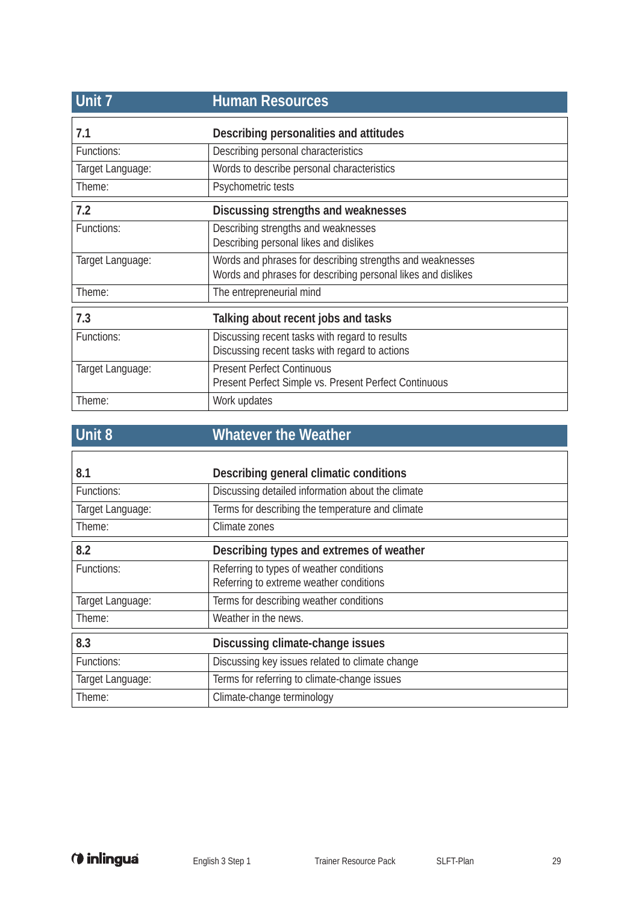## Unit 7 Human Resources

| 7.1 | Describing personalities and attitudes |
| --- | --- |
| Functions: | Describing personal characteristics |
| Target Language: | Words to describe personal characteristics |
| Theme: | Psychometric tests |

| 7.2 | Discussing strengths and weaknesses |
| --- | --- |
| Functions: | Describing strengths and weaknesses<br>Describing personal likes and dislikes |
| Target Language: | Words and phrases for describing strengths and weaknesses<br>Words and phrases for describing personal likes and dislikes |
| Theme: | The entrepreneurial mind |

| 7.3 | Talking about recent jobs and tasks |
| --- | --- |
| Functions: | Discussing recent tasks with regard to results<br>Discussing recent tasks with regard to actions |
| Target Language: | Present Perfect Continuous<br>Present Perfect Simple vs. Present Perfect Continuous |
| Theme: | Work updates |

## Unit 8 Whatever the Weather

| 8.1 | Describing general climatic conditions |
| --- | --- |
| Functions: | Discussing detailed information about the climate |
| Target Language: | Terms for describing the temperature and climate |
| Theme: | Climate zones |

| 8.2 | Describing types and extremes of weather |
| --- | --- |
| Functions: | Referring to types of weather conditions<br>Referring to extreme weather conditions |
| Target Language: | Terms for describing weather conditions |
| Theme: | Weather in the news. |

| 8.3 | Discussing climate-change issues |
| --- | --- |
| Functions: | Discussing key issues related to climate change |
| Target Language: | Terms for referring to climate-change issues |
| Theme: | Climate-change terminology |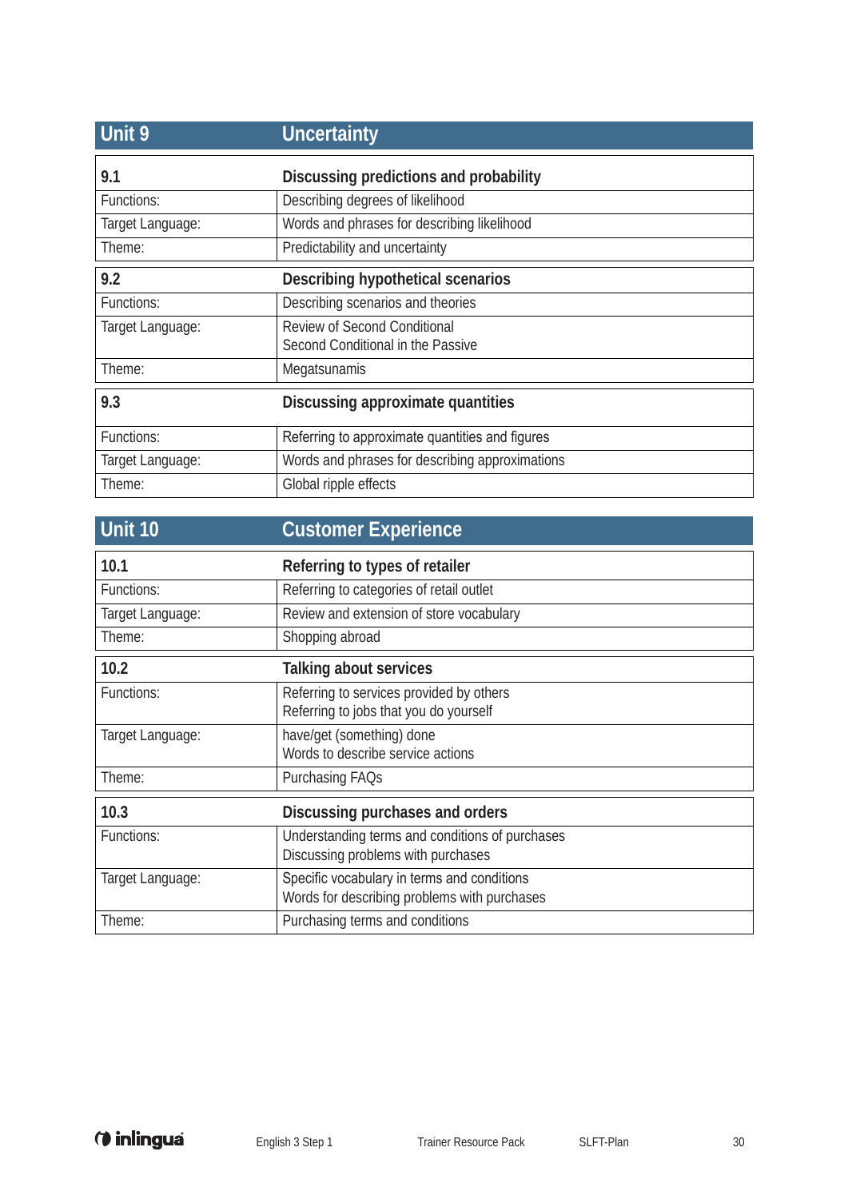## Unit 9 — Uncertainty

| 9.1 | Discussing predictions and probability |
| --- | --- |
| Functions: | Describing degrees of likelihood |
| Target Language: | Words and phrases for describing likelihood |
| Theme: | Predictability and uncertainty |

| 9.2 | Describing hypothetical scenarios |
| --- | --- |
| Functions: | Describing scenarios and theories |
| Target Language: | Review of Second Conditional<br>Second Conditional in the Passive |
| Theme: | Megatsunamis |

| 9.3 | Discussing approximate quantities |
| --- | --- |
| Functions: | Referring to approximate quantities and figures |
| Target Language: | Words and phrases for describing approximations |
| Theme: | Global ripple effects |

## Unit 10 — Customer Experience

| 10.1 | Referring to types of retailer |
| --- | --- |
| Functions: | Referring to categories of retail outlet |
| Target Language: | Review and extension of store vocabulary |
| Theme: | Shopping abroad |

| 10.2 | Talking about services |
| --- | --- |
| Functions: | Referring to services provided by others<br>Referring to jobs that you do yourself |
| Target Language: | have/get (something) done<br>Words to describe service actions |
| Theme: | Purchasing FAQs |

| 10.3 | Discussing purchases and orders |
| --- | --- |
| Functions: | Understanding terms and conditions of purchases<br>Discussing problems with purchases |
| Target Language: | Specific vocabulary in terms and conditions<br>Words for describing problems with purchases |
| Theme: | Purchasing terms and conditions |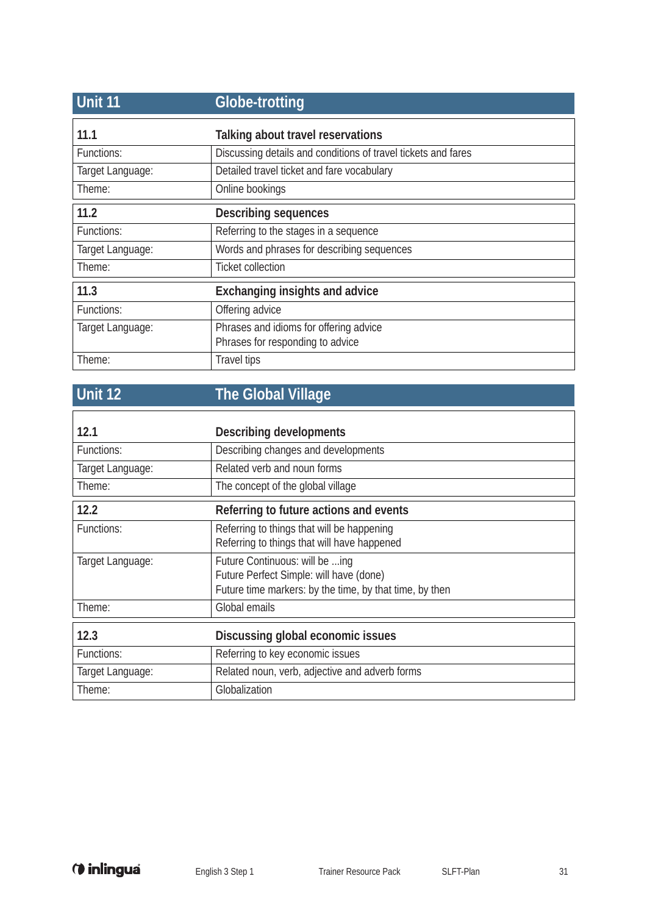## Unit 11 Globe-trotting

| 11.1 | Talking about travel reservations |
|---|---|
| Functions: | Discussing details and conditions of travel tickets and fares |
| Target Language: | Detailed travel ticket and fare vocabulary |
| Theme: | Online bookings |

| 11.2 | Describing sequences |
|---|---|
| Functions: | Referring to the stages in a sequence |
| Target Language: | Words and phrases for describing sequences |
| Theme: | Ticket collection |

| 11.3 | Exchanging insights and advice |
|---|---|
| Functions: | Offering advice |
| Target Language: | Phrases and idioms for offering advice<br>Phrases for responding to advice |
| Theme: | Travel tips |

## Unit 12 The Global Village

| 12.1 | Describing developments |
|---|---|
| Functions: | Describing changes and developments |
| Target Language: | Related verb and noun forms |
| Theme: | The concept of the global village |

| 12.2 | Referring to future actions and events |
|---|---|
| Functions: | Referring to things that will be happening<br>Referring to things that will have happened |
| Target Language: | Future Continuous: will be ...ing<br>Future Perfect Simple: will have (done)<br>Future time markers: by the time, by that time, by then |
| Theme: | Global emails |

| 12.3 | Discussing global economic issues |
|---|---|
| Functions: | Referring to key economic issues |
| Target Language: | Related noun, verb, adjective and adverb forms |
| Theme: | Globalization |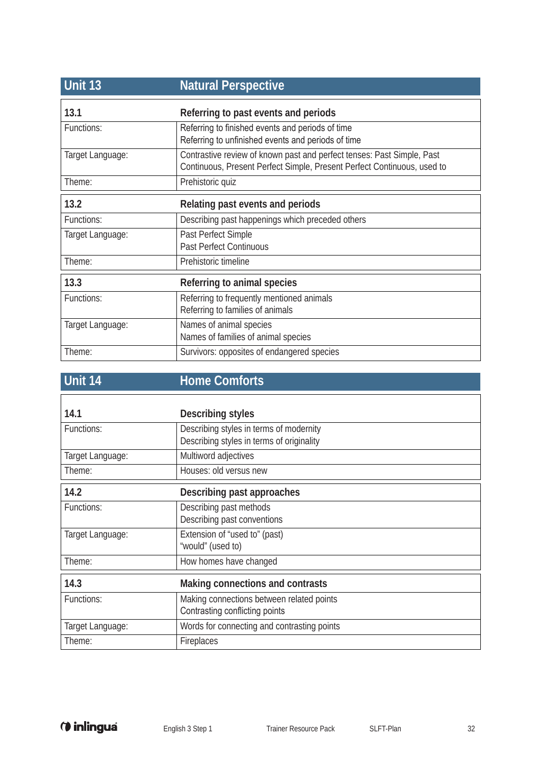## Unit 13 Natural Perspective

| 13.1 | Referring to past events and periods |
|---|---|
| Functions: | Referring to finished events and periods of time<br>Referring to unfinished events and periods of time |
| Target Language: | Contrastive review of known past and perfect tenses: Past Simple, Past Continuous, Present Perfect Simple, Present Perfect Continuous, used to |
| Theme: | Prehistoric quiz |

| 13.2 | Relating past events and periods |
|---|---|
| Functions: | Describing past happenings which preceded others |
| Target Language: | Past Perfect Simple<br>Past Perfect Continuous |
| Theme: | Prehistoric timeline |

| 13.3 | Referring to animal species |
|---|---|
| Functions: | Referring to frequently mentioned animals<br>Referring to families of animals |
| Target Language: | Names of animal species<br>Names of families of animal species |
| Theme: | Survivors: opposites of endangered species |

## Unit 14 Home Comforts

| 14.1 | Describing styles |
|---|---|
| Functions: | Describing styles in terms of modernity<br>Describing styles in terms of originality |
| Target Language: | Multiword adjectives |
| Theme: | Houses: old versus new |

| 14.2 | Describing past approaches |
|---|---|
| Functions: | Describing past methods<br>Describing past conventions |
| Target Language: | Extension of "used to" (past)<br>"would" (used to) |
| Theme: | How homes have changed |

| 14.3 | Making connections and contrasts |
|---|---|
| Functions: | Making connections between related points<br>Contrasting conflicting points |
| Target Language: | Words for connecting and contrasting points |
| Theme: | Fireplaces |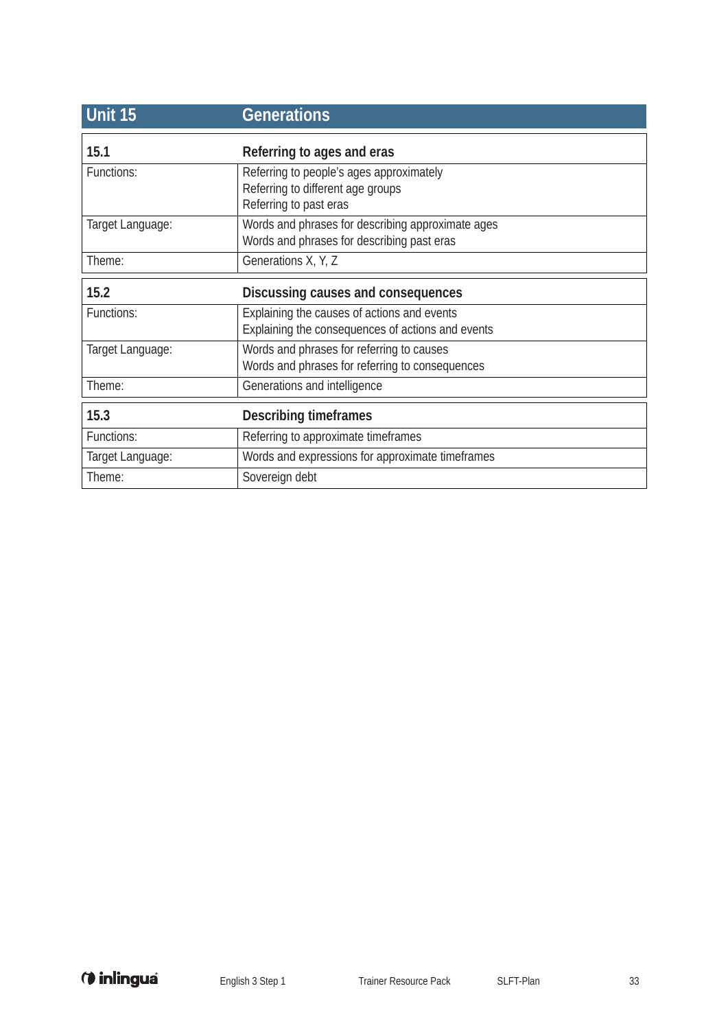| Unit 15 | Generations |
|---|---|

| 15.1 | Referring to ages and eras |
|---|---|
| Functions: | Referring to people's ages approximately<br>Referring to different age groups<br>Referring to past eras |
| Target Language: | Words and phrases for describing approximate ages<br>Words and phrases for describing past eras |
| Theme: | Generations X, Y, Z |

| 15.2 | Discussing causes and consequences |
|---|---|
| Functions: | Explaining the causes of actions and events<br>Explaining the consequences of actions and events |
| Target Language: | Words and phrases for referring to causes<br>Words and phrases for referring to consequences |
| Theme: | Generations and intelligence |

| 15.3 | Describing timeframes |
|---|---|
| Functions: | Referring to approximate timeframes |
| Target Language: | Words and expressions for approximate timeframes |
| Theme: | Sovereign debt |